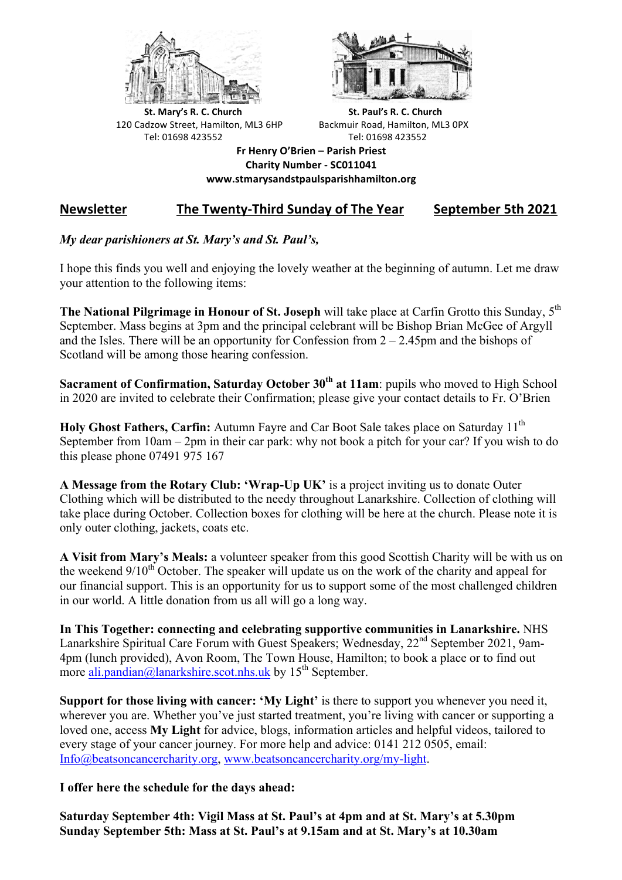**St. Mary's R. C. Church**
120 Cadzow Street, Hamilton, ML3 6HP
Tel: 01698 423552

**St. Paul's R. C. Church**
Backmuir Road, Hamilton, ML3 0PX
Tel: 01698 423552

**Fr Henry O'Brien – Parish Priest**
**Charity Number - SC011041**
**www.stmarysandstpaulsparishhamilton.org**

## Newsletter — The Twenty-Third Sunday of The Year — September 5th 2021

*My dear parishioners at St. Mary's and St. Paul's,*

I hope this finds you well and enjoying the lovely weather at the beginning of autumn. Let me draw your attention to the following items:

**The National Pilgrimage in Honour of St. Joseph** will take place at Carfin Grotto this Sunday, 5th September. Mass begins at 3pm and the principal celebrant will be Bishop Brian McGee of Argyll and the Isles. There will be an opportunity for Confession from 2 – 2.45pm and the bishops of Scotland will be among those hearing confession.

**Sacrament of Confirmation, Saturday October 30th at 11am**: pupils who moved to High School in 2020 are invited to celebrate their Confirmation; please give your contact details to Fr. O'Brien

**Holy Ghost Fathers, Carfin:** Autumn Fayre and Car Boot Sale takes place on Saturday 11th September from 10am – 2pm in their car park: why not book a pitch for your car? If you wish to do this please phone 07491 975 167

**A Message from the Rotary Club: 'Wrap-Up UK'** is a project inviting us to donate Outer Clothing which will be distributed to the needy throughout Lanarkshire. Collection of clothing will take place during October. Collection boxes for clothing will be here at the church. Please note it is only outer clothing, jackets, coats etc.

**A Visit from Mary's Meals:** a volunteer speaker from this good Scottish Charity will be with us on the weekend 9/10th October. The speaker will update us on the work of the charity and appeal for our financial support. This is an opportunity for us to support some of the most challenged children in our world. A little donation from us all will go a long way.

**In This Together: connecting and celebrating supportive communities in Lanarkshire.** NHS Lanarkshire Spiritual Care Forum with Guest Speakers; Wednesday, 22nd September 2021, 9am-4pm (lunch provided), Avon Room, The Town House, Hamilton; to book a place or to find out more ali.pandian@lanarkshire.scot.nhs.uk by 15th September.

**Support for those living with cancer: 'My Light'** is there to support you whenever you need it, wherever you are. Whether you've just started treatment, you're living with cancer or supporting a loved one, access **My Light** for advice, blogs, information articles and helpful videos, tailored to every stage of your cancer journey. For more help and advice: 0141 212 0505, email: Info@beatsoncancercharity.org, www.beatsoncancercharity.org/my-light.

**I offer here the schedule for the days ahead:**

**Saturday September 4th: Vigil Mass at St. Paul's at 4pm and at St. Mary's at 5.30pm**
**Sunday September 5th: Mass at St. Paul's at 9.15am and at St. Mary's at 10.30am**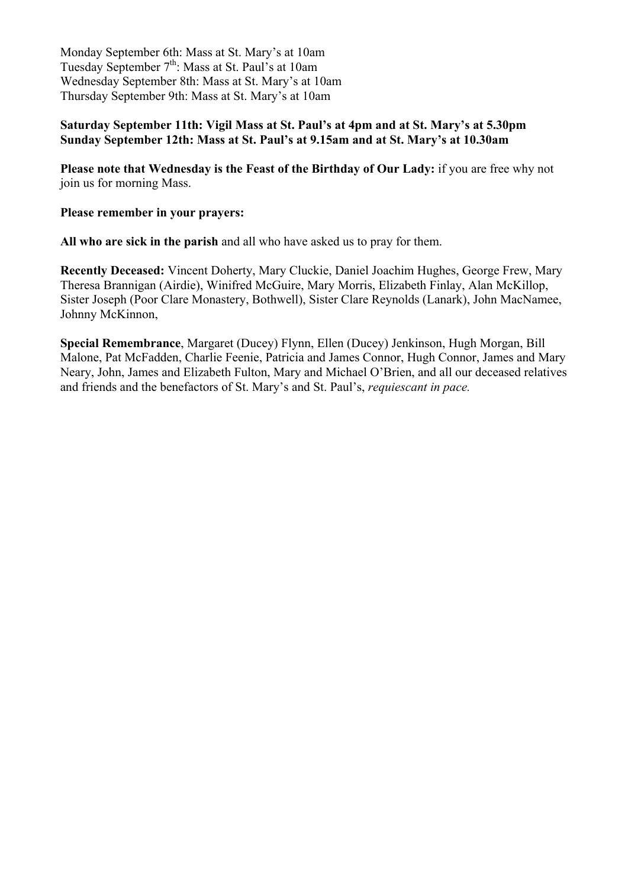Monday September 6th: Mass at St. Mary's at 10am
Tuesday September 7th: Mass at St. Paul's at 10am
Wednesday September 8th: Mass at St. Mary's at 10am
Thursday September 9th: Mass at St. Mary's at 10am

**Saturday September 11th: Vigil Mass at St. Paul's at 4pm and at St. Mary's at 5.30pm**
**Sunday September 12th: Mass at St. Paul's at 9.15am and at St. Mary's at 10.30am**

**Please note that Wednesday is the Feast of the Birthday of Our Lady:** if you are free why not join us for morning Mass.

**Please remember in your prayers:**

**All who are sick in the parish** and all who have asked us to pray for them.

**Recently Deceased:** Vincent Doherty, Mary Cluckie, Daniel Joachim Hughes, George Frew, Mary Theresa Brannigan (Airdie), Winifred McGuire, Mary Morris, Elizabeth Finlay, Alan McKillop, Sister Joseph (Poor Clare Monastery, Bothwell), Sister Clare Reynolds (Lanark), John MacNamee, Johnny McKinnon,

**Special Remembrance**, Margaret (Ducey) Flynn, Ellen (Ducey) Jenkinson, Hugh Morgan, Bill Malone, Pat McFadden, Charlie Feenie, Patricia and James Connor, Hugh Connor, James and Mary Neary, John, James and Elizabeth Fulton, Mary and Michael O'Brien, and all our deceased relatives and friends and the benefactors of St. Mary's and St. Paul's, *requiescant in pace.*